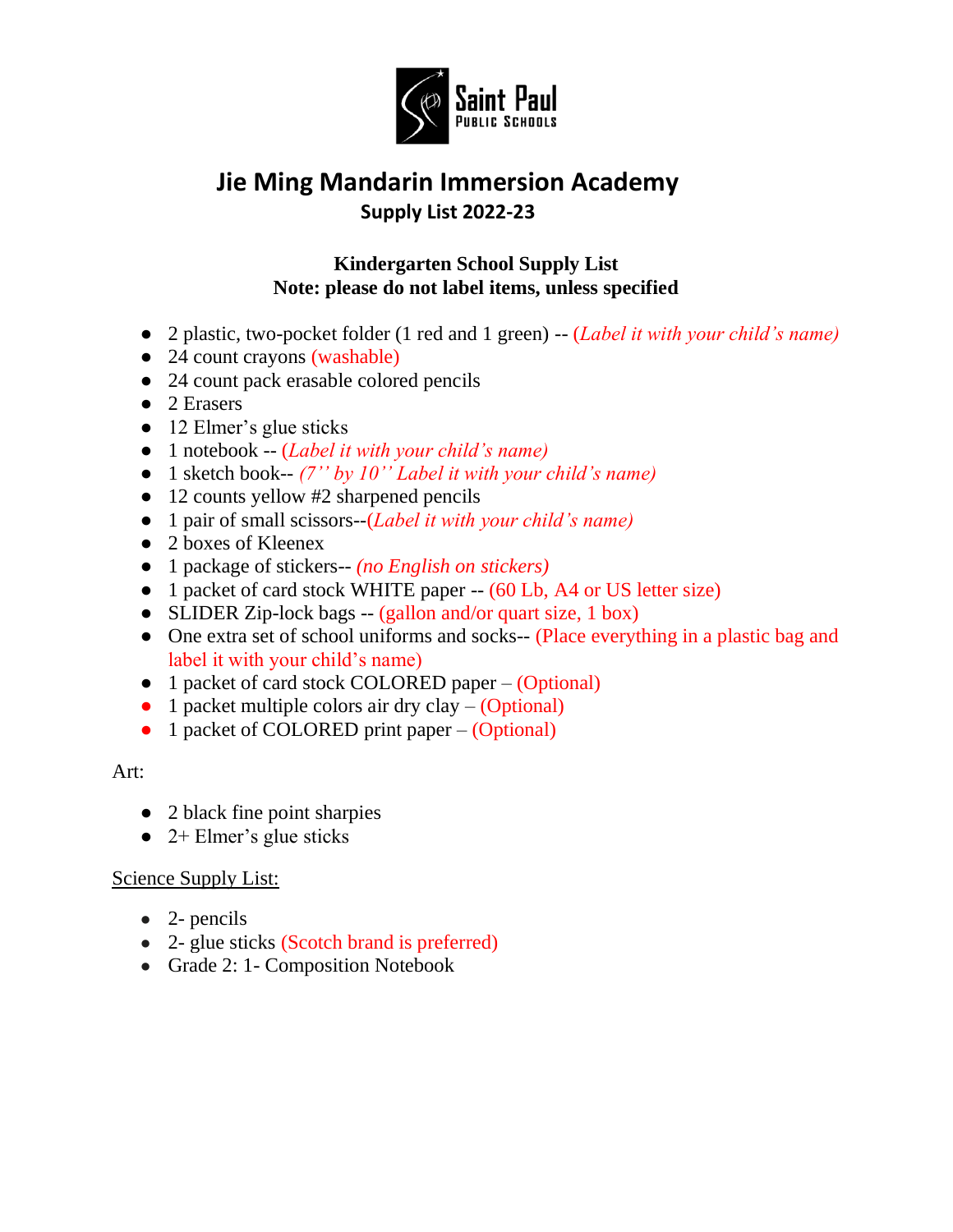Saint Paul
Public Schools

# Jie Ming Mandarin Immersion Academy

## Supply List 2022-23

**Kindergarten School Supply List**
**Note: please do not label items, unless specified**

- 2 plastic, two-pocket folder (1 red and 1 green) -- (*Label it with your child's name)*
- 24 count crayons (washable)
- 24 count pack erasable colored pencils
- 2 Erasers
- 12 Elmer's glue sticks
- 1 notebook -- (*Label it with your child's name)*
- 1 sketch book-- *(7'' by 10'' Label it with your child's name)*
- 12 counts yellow #2 sharpened pencils
- 1 pair of small scissors--(*Label it with your child's name)*
- 2 boxes of Kleenex
- 1 package of stickers-- *(no English on stickers)*
- 1 packet of card stock WHITE paper -- (60 Lb, A4 or US letter size)
- SLIDER Zip-lock bags -- (gallon and/or quart size, 1 box)
- One extra set of school uniforms and socks-- (Place everything in a plastic bag and label it with your child's name)
- 1 packet of card stock COLORED paper – (Optional)
- 1 packet multiple colors air dry clay – (Optional)
- 1 packet of COLORED print paper – (Optional)

Art:

- 2 black fine point sharpies
- 2+ Elmer's glue sticks

Science Supply List:

- 2- pencils
- 2- glue sticks (Scotch brand is preferred)
- Grade 2: 1- Composition Notebook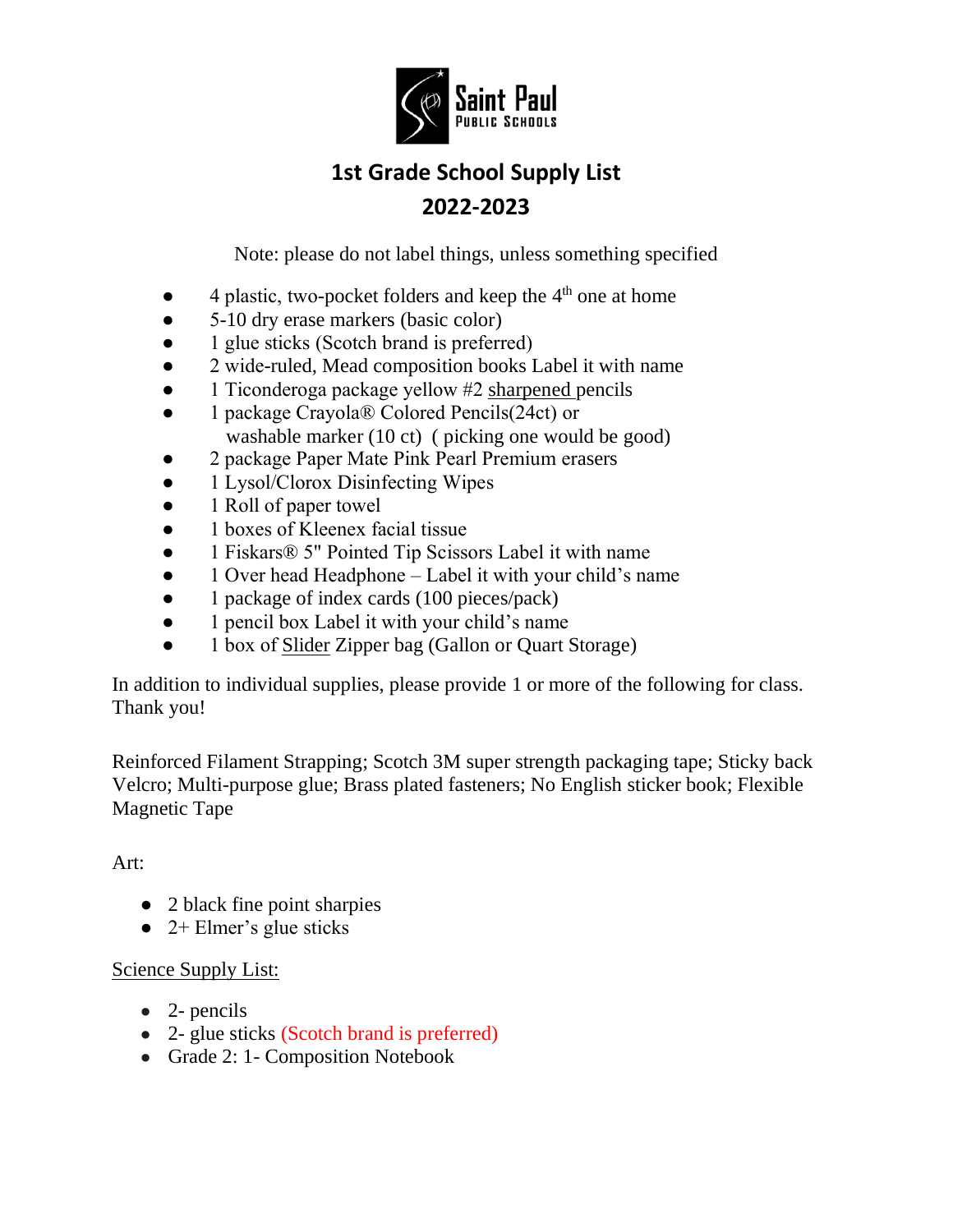Saint Paul Public Schools

# 1st Grade School Supply List
# 2022-2023

Note: please do not label things, unless something specified

- 4 plastic, two-pocket folders and keep the 4th one at home
- 5-10 dry erase markers (basic color)
- 1 glue sticks (Scotch brand is preferred)
- 2 wide-ruled, Mead composition books Label it with name
- 1 Ticonderoga package yellow #2 sharpened pencils
- 1 package Crayola® Colored Pencils(24ct) or washable marker (10 ct) ( picking one would be good)
- 2 package Paper Mate Pink Pearl Premium erasers
- 1 Lysol/Clorox Disinfecting Wipes
- 1 Roll of paper towel
- 1 boxes of Kleenex facial tissue
- 1 Fiskars® 5" Pointed Tip Scissors Label it with name
- 1 Over head Headphone – Label it with your child's name
- 1 package of index cards (100 pieces/pack)
- 1 pencil box Label it with your child's name
- 1 box of Slider Zipper bag (Gallon or Quart Storage)

In addition to individual supplies, please provide 1 or more of the following for class. Thank you!

Reinforced Filament Strapping; Scotch 3M super strength packaging tape; Sticky back Velcro; Multi-purpose glue; Brass plated fasteners; No English sticker book; Flexible Magnetic Tape

Art:

- 2 black fine point sharpies
- 2+ Elmer's glue sticks

Science Supply List:

- 2- pencils
- 2- glue sticks (Scotch brand is preferred)
- Grade 2: 1- Composition Notebook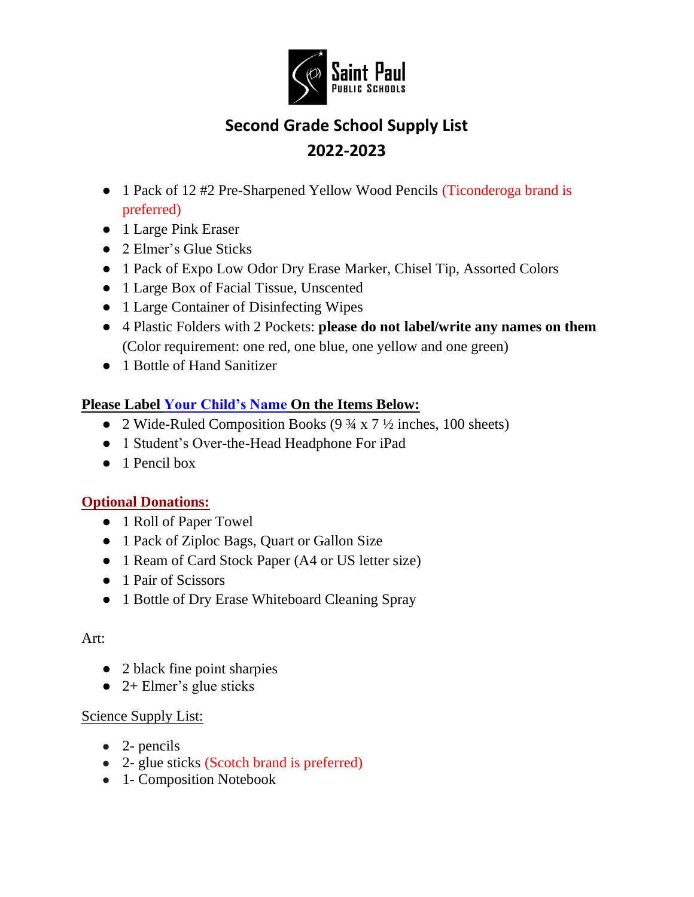Saint Paul Public Schools

# Second Grade School Supply List
# 2022-2023

- 1 Pack of 12 #2 Pre-Sharpened Yellow Wood Pencils (Ticonderoga brand is preferred)
- 1 Large Pink Eraser
- 2 Elmer's Glue Sticks
- 1 Pack of Expo Low Odor Dry Erase Marker, Chisel Tip, Assorted Colors
- 1 Large Box of Facial Tissue, Unscented
- 1 Large Container of Disinfecting Wipes
- 4 Plastic Folders with 2 Pockets: **please do not label/write any names on them** (Color requirement: one red, one blue, one yellow and one green)
- 1 Bottle of Hand Sanitizer

**Please Label Your Child's Name On the Items Below:**

- 2 Wide-Ruled Composition Books (9 ¾ x 7 ½ inches, 100 sheets)
- 1 Student's Over-the-Head Headphone For iPad
- 1 Pencil box

**Optional Donations:**

- 1 Roll of Paper Towel
- 1 Pack of Ziploc Bags, Quart or Gallon Size
- 1 Ream of Card Stock Paper (A4 or US letter size)
- 1 Pair of Scissors
- 1 Bottle of Dry Erase Whiteboard Cleaning Spray

Art:

- 2 black fine point sharpies
- 2+ Elmer's glue sticks

Science Supply List:

- 2- pencils
- 2- glue sticks (Scotch brand is preferred)
- 1- Composition Notebook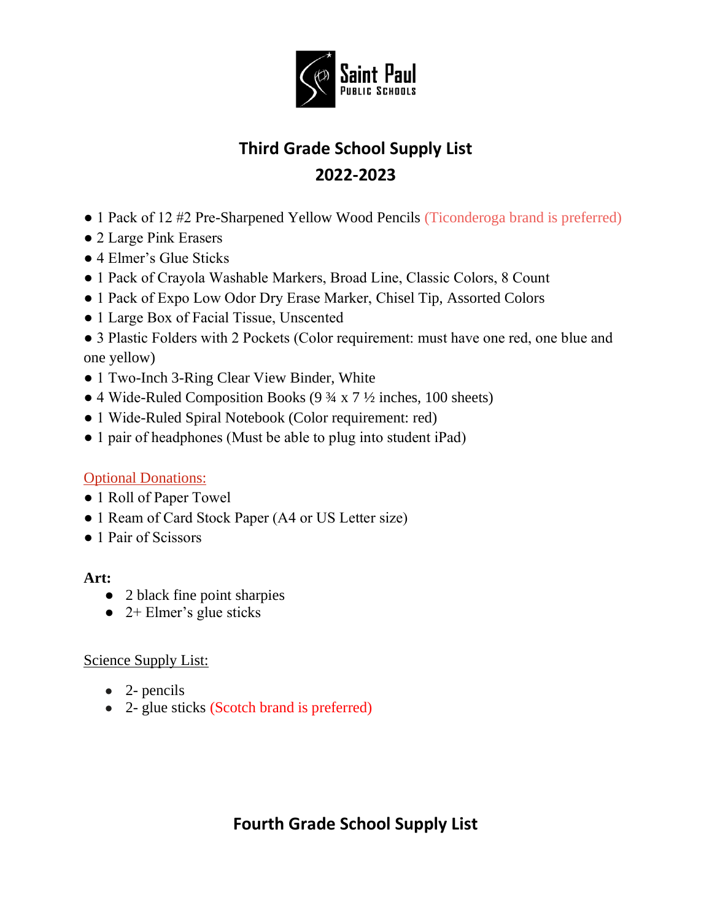Saint Paul Public Schools

# Third Grade School Supply List
## 2022-2023

- 1 Pack of 12 #2 Pre-Sharpened Yellow Wood Pencils (Ticonderoga brand is preferred)
- 2 Large Pink Erasers
- 4 Elmer's Glue Sticks
- 1 Pack of Crayola Washable Markers, Broad Line, Classic Colors, 8 Count
- 1 Pack of Expo Low Odor Dry Erase Marker, Chisel Tip, Assorted Colors
- 1 Large Box of Facial Tissue, Unscented
- 3 Plastic Folders with 2 Pockets (Color requirement: must have one red, one blue and one yellow)
- 1 Two-Inch 3-Ring Clear View Binder, White
- 4 Wide-Ruled Composition Books (9 ¾ x 7 ½ inches, 100 sheets)
- 1 Wide-Ruled Spiral Notebook (Color requirement: red)
- 1 pair of headphones (Must be able to plug into student iPad)

Optional Donations:

- 1 Roll of Paper Towel
- 1 Ream of Card Stock Paper (A4 or US Letter size)
- 1 Pair of Scissors

**Art:**

- 2 black fine point sharpies
- 2+ Elmer's glue sticks

Science Supply List:

- 2- pencils
- 2- glue sticks (Scotch brand is preferred)

# Fourth Grade School Supply List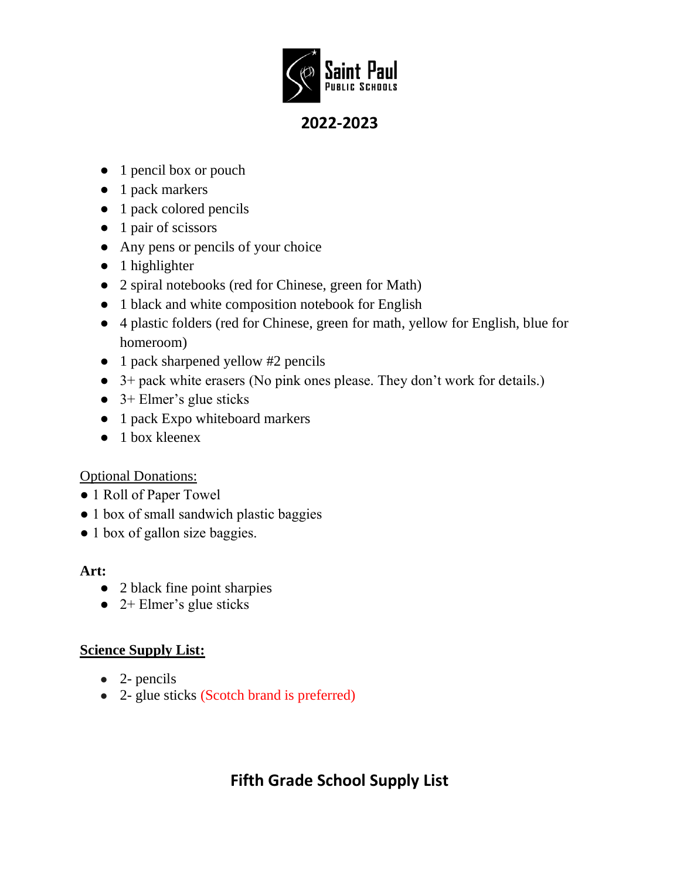Saint Paul Public Schools

## 2022-2023

- 1 pencil box or pouch
- 1 pack markers
- 1 pack colored pencils
- 1 pair of scissors
- Any pens or pencils of your choice
- 1 highlighter
- 2 spiral notebooks (red for Chinese, green for Math)
- 1 black and white composition notebook for English
- 4 plastic folders (red for Chinese, green for math, yellow for English, blue for homeroom)
- 1 pack sharpened yellow #2 pencils
- 3+ pack white erasers (No pink ones please. They don't work for details.)
- 3+ Elmer's glue sticks
- 1 pack Expo whiteboard markers
- 1 box kleenex

Optional Donations:

- 1 Roll of Paper Towel
- 1 box of small sandwich plastic baggies
- 1 box of gallon size baggies.

**Art:**

- 2 black fine point sharpies
- 2+ Elmer's glue sticks

**Science Supply List:**

- 2- pencils
- 2- glue sticks (Scotch brand is preferred)

## Fifth Grade School Supply List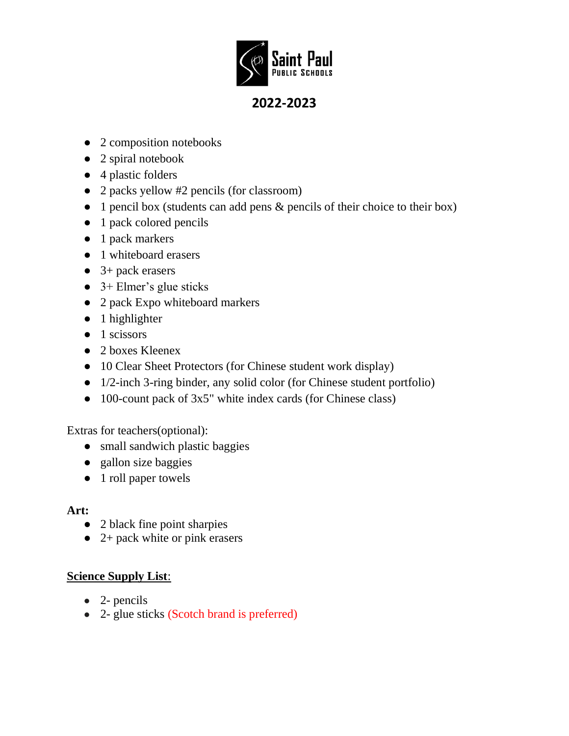Saint Paul Public Schools

## 2022-2023

- 2 composition notebooks
- 2 spiral notebook
- 4 plastic folders
- 2 packs yellow #2 pencils (for classroom)
- 1 pencil box (students can add pens & pencils of their choice to their box)
- 1 pack colored pencils
- 1 pack markers
- 1 whiteboard erasers
- 3+ pack erasers
- 3+ Elmer's glue sticks
- 2 pack Expo whiteboard markers
- 1 highlighter
- 1 scissors
- 2 boxes Kleenex
- 10 Clear Sheet Protectors (for Chinese student work display)
- 1/2-inch 3-ring binder, any solid color (for Chinese student portfolio)
- 100-count pack of 3x5" white index cards (for Chinese class)

Extras for teachers(optional):

- small sandwich plastic baggies
- gallon size baggies
- 1 roll paper towels

**Art:**

- 2 black fine point sharpies
- 2+ pack white or pink erasers

**Science Supply List**:

- 2- pencils
- 2- glue sticks (Scotch brand is preferred)